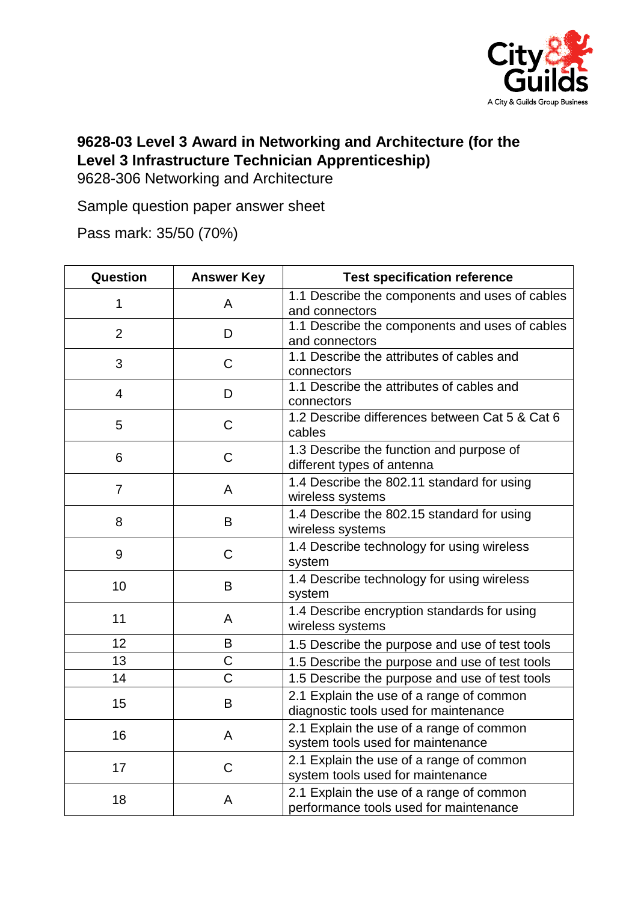**9628-03 Level 3 Award in Networking and Architecture (for the Level 3 Infrastructure Technician Apprenticeship)**

9628-306 Networking and Architecture

Sample question paper answer sheet

Pass mark: 35/50 (70%)

| Question | Answer Key | Test specification reference |
|---|---|---|
| 1 | A | 1.1 Describe the components and uses of cables and connectors |
| 2 | D | 1.1 Describe the components and uses of cables and connectors |
| 3 | C | 1.1 Describe the attributes of cables and connectors |
| 4 | D | 1.1 Describe the attributes of cables and connectors |
| 5 | C | 1.2 Describe differences between Cat 5 & Cat 6 cables |
| 6 | C | 1.3 Describe the function and purpose of different types of antenna |
| 7 | A | 1.4 Describe the 802.11 standard for using wireless systems |
| 8 | B | 1.4 Describe the 802.15 standard for using wireless systems |
| 9 | C | 1.4 Describe technology for using wireless system |
| 10 | B | 1.4 Describe technology for using wireless system |
| 11 | A | 1.4 Describe encryption standards for using wireless systems |
| 12 | B | 1.5 Describe the purpose and use of test tools |
| 13 | C | 1.5 Describe the purpose and use of test tools |
| 14 | C | 1.5 Describe the purpose and use of test tools |
| 15 | B | 2.1 Explain the use of a range of common diagnostic tools used for maintenance |
| 16 | A | 2.1 Explain the use of a range of common system tools used for maintenance |
| 17 | C | 2.1 Explain the use of a range of common system tools used for maintenance |
| 18 | A | 2.1 Explain the use of a range of common performance tools used for maintenance |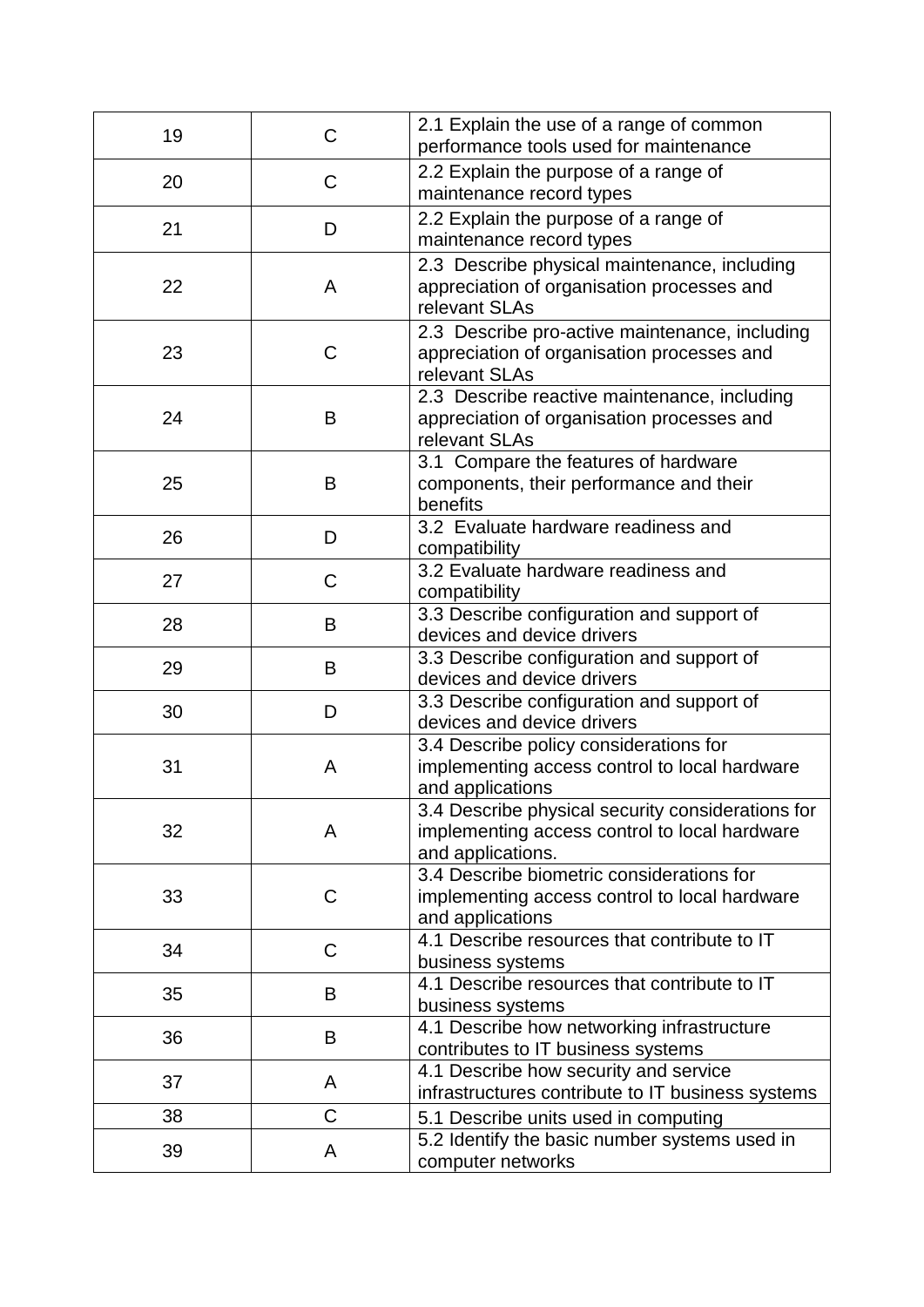| 19 | C | 2.1 Explain the use of a range of common performance tools used for maintenance |
|---|---|---|
| 20 | C | 2.2 Explain the purpose of a range of maintenance record types |
| 21 | D | 2.2 Explain the purpose of a range of maintenance record types |
| 22 | A | 2.3 Describe physical maintenance, including appreciation of organisation processes and relevant SLAs |
| 23 | C | 2.3 Describe pro-active maintenance, including appreciation of organisation processes and relevant SLAs |
| 24 | B | 2.3 Describe reactive maintenance, including appreciation of organisation processes and relevant SLAs |
| 25 | B | 3.1 Compare the features of hardware components, their performance and their benefits |
| 26 | D | 3.2 Evaluate hardware readiness and compatibility |
| 27 | C | 3.2 Evaluate hardware readiness and compatibility |
| 28 | B | 3.3 Describe configuration and support of devices and device drivers |
| 29 | B | 3.3 Describe configuration and support of devices and device drivers |
| 30 | D | 3.3 Describe configuration and support of devices and device drivers |
| 31 | A | 3.4 Describe policy considerations for implementing access control to local hardware and applications |
| 32 | A | 3.4 Describe physical security considerations for implementing access control to local hardware and applications. |
| 33 | C | 3.4 Describe biometric considerations for implementing access control to local hardware and applications |
| 34 | C | 4.1 Describe resources that contribute to IT business systems |
| 35 | B | 4.1 Describe resources that contribute to IT business systems |
| 36 | B | 4.1 Describe how networking infrastructure contributes to IT business systems |
| 37 | A | 4.1 Describe how security and service infrastructures contribute to IT business systems |
| 38 | C | 5.1 Describe units used in computing |
| 39 | A | 5.2 Identify the basic number systems used in computer networks |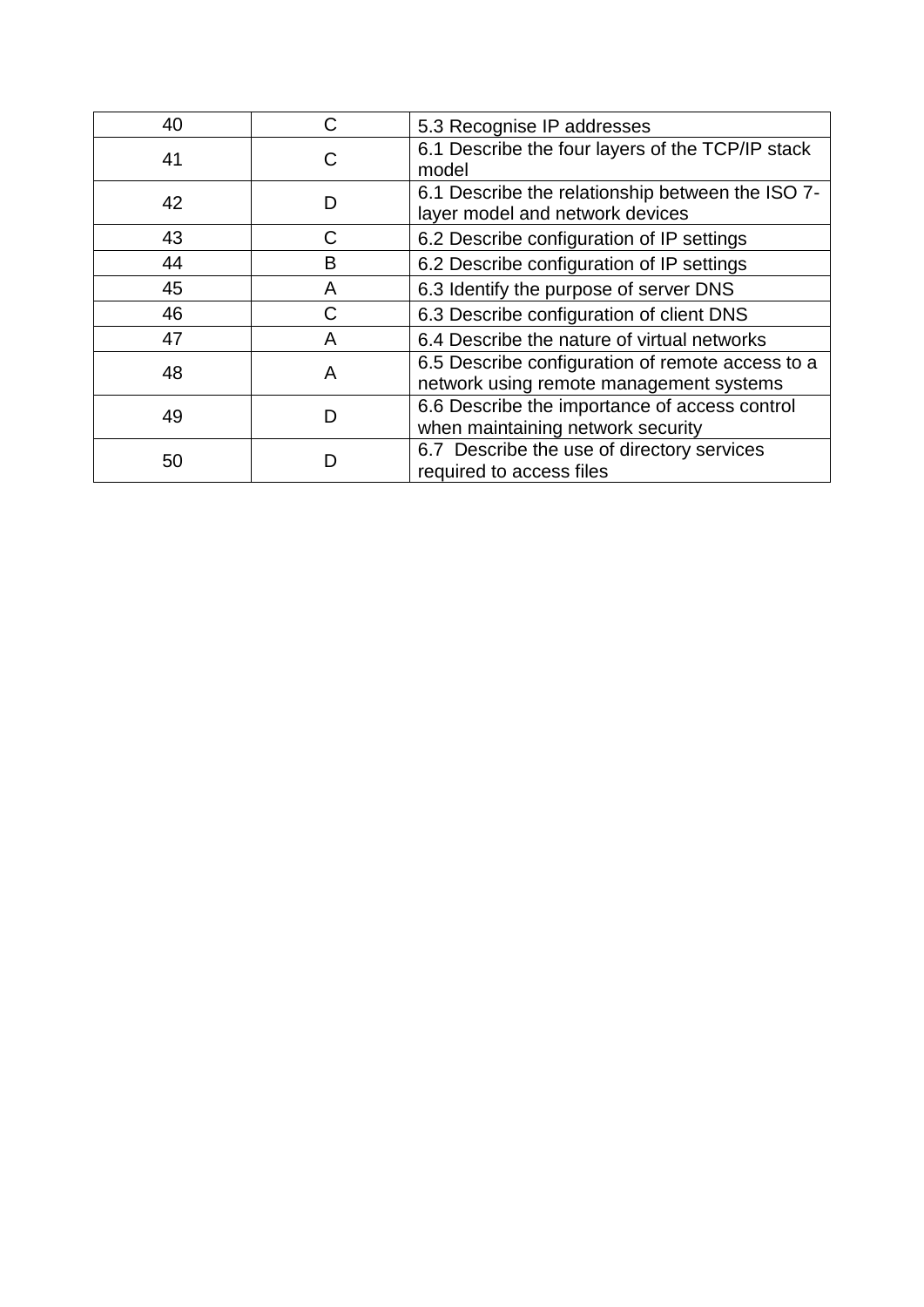| | | |
|---|---|---|
| 40 | C | 5.3 Recognise IP addresses |
| 41 | C | 6.1 Describe the four layers of the TCP/IP stack model |
| 42 | D | 6.1 Describe the relationship between the ISO 7-layer model and network devices |
| 43 | C | 6.2 Describe configuration of IP settings |
| 44 | B | 6.2 Describe configuration of IP settings |
| 45 | A | 6.3 Identify the purpose of server DNS |
| 46 | C | 6.3 Describe configuration of client DNS |
| 47 | A | 6.4 Describe the nature of virtual networks |
| 48 | A | 6.5 Describe configuration of remote access to a network using remote management systems |
| 49 | D | 6.6 Describe the importance of access control when maintaining network security |
| 50 | D | 6.7 Describe the use of directory services required to access files |